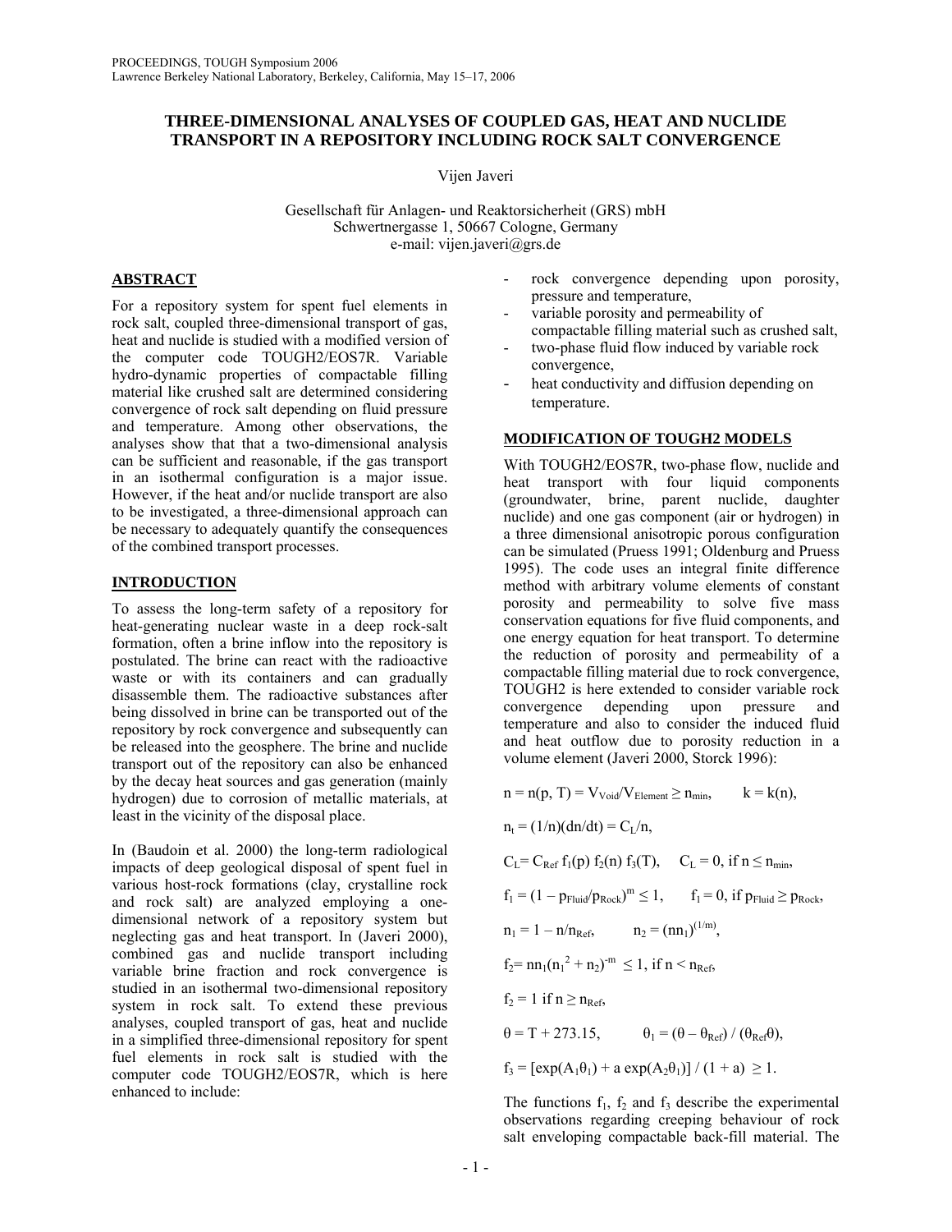# THREE-DIMENSIONAL ANALYSES OF COUPLED GAS, HEAT AND NUCLIDE TRANSPORT IN A REPOSITORY INCLUDING ROCK SALT CONVERGENCE

Vijen Javeri

Gesellschaft für Anlagen- und Reaktorsicherheit (GRS) mbH
Schwertnergasse 1, 50667 Cologne, Germany
e-mail: vijen.javeri@grs.de

## ABSTRACT

For a repository system for spent fuel elements in rock salt, coupled three-dimensional transport of gas, heat and nuclide is studied with a modified version of the computer code TOUGH2/EOS7R. Variable hydro-dynamic properties of compactable filling material like crushed salt are determined considering convergence of rock salt depending on fluid pressure and temperature. Among other observations, the analyses show that that a two-dimensional analysis can be sufficient and reasonable, if the gas transport in an isothermal configuration is a major issue. However, if the heat and/or nuclide transport are also to be investigated, a three-dimensional approach can be necessary to adequately quantify the consequences of the combined transport processes.

## INTRODUCTION

To assess the long-term safety of a repository for heat-generating nuclear waste in a deep rock-salt formation, often a brine inflow into the repository is postulated. The brine can react with the radioactive waste or with its containers and can gradually disassemble them. The radioactive substances after being dissolved in brine can be transported out of the repository by rock convergence and subsequently can be released into the geosphere. The brine and nuclide transport out of the repository can also be enhanced by the decay heat sources and gas generation (mainly hydrogen) due to corrosion of metallic materials, at least in the vicinity of the disposal place.

In (Baudoin et al. 2000) the long-term radiological impacts of deep geological disposal of spent fuel in various host-rock formations (clay, crystalline rock and rock salt) are analyzed employing a one-dimensional network of a repository system but neglecting gas and heat transport. In (Javeri 2000), combined gas and nuclide transport including variable brine fraction and rock convergence is studied in an isothermal two-dimensional repository system in rock salt. To extend these previous analyses, coupled transport of gas, heat and nuclide in a simplified three-dimensional repository for spent fuel elements in rock salt is studied with the computer code TOUGH2/EOS7R, which is here enhanced to include:

- rock convergence depending upon porosity, pressure and temperature,
- variable porosity and permeability of compactable filling material such as crushed salt,
- two-phase fluid flow induced by variable rock convergence,
- heat conductivity and diffusion depending on temperature.

## MODIFICATION OF TOUGH2 MODELS

With TOUGH2/EOS7R, two-phase flow, nuclide and heat transport with four liquid components (groundwater, brine, parent nuclide, daughter nuclide) and one gas component (air or hydrogen) in a three dimensional anisotropic porous configuration can be simulated (Pruess 1991; Oldenburg and Pruess 1995). The code uses an integral finite difference method with arbitrary volume elements of constant porosity and permeability to solve five mass conservation equations for five fluid components, and one energy equation for heat transport. To determine the reduction of porosity and permeability of a compactable filling material due to rock convergence, TOUGH2 is here extended to consider variable rock convergence depending upon pressure and temperature and also to consider the induced fluid and heat outflow due to porosity reduction in a volume element (Javeri 2000, Storck 1996):

$$n = n(p, T) = V_{Void}/V_{Element} \geq n_{min}, \qquad k = k(n),$$

$$n_t = (1/n)(dn/dt) = C_L/n,$$

$$C_L = C_{Ref}\, f_1(p)\, f_2(n)\, f_3(T), \quad C_L = 0, \text{ if } n \leq n_{min},$$

$$f_1 = (1 - p_{Fluid}/p_{Rock})^m \leq 1, \qquad f_1 = 0, \text{ if } p_{Fluid} \geq p_{Rock},$$

$$n_1 = 1 - n/n_{Ref}, \qquad n_2 = (nn_1)^{(1/m)},$$

$$f_2 = nn_1(n_1^2 + n_2)^{-m} \leq 1, \text{ if } n < n_{Ref},$$

$$f_2 = 1 \text{ if } n \geq n_{Ref},$$

$$\theta = T + 273.15, \qquad \theta_1 = (\theta - \theta_{Ref}) / (\theta_{Ref}\theta),$$

$$f_3 = [\exp(A_1\theta_1) + a\exp(A_2\theta_1)] / (1 + a) \geq 1.$$

The functions $f_1$, $f_2$ and $f_3$ describe the experimental observations regarding creeping behaviour of rock salt enveloping compactable back-fill material. The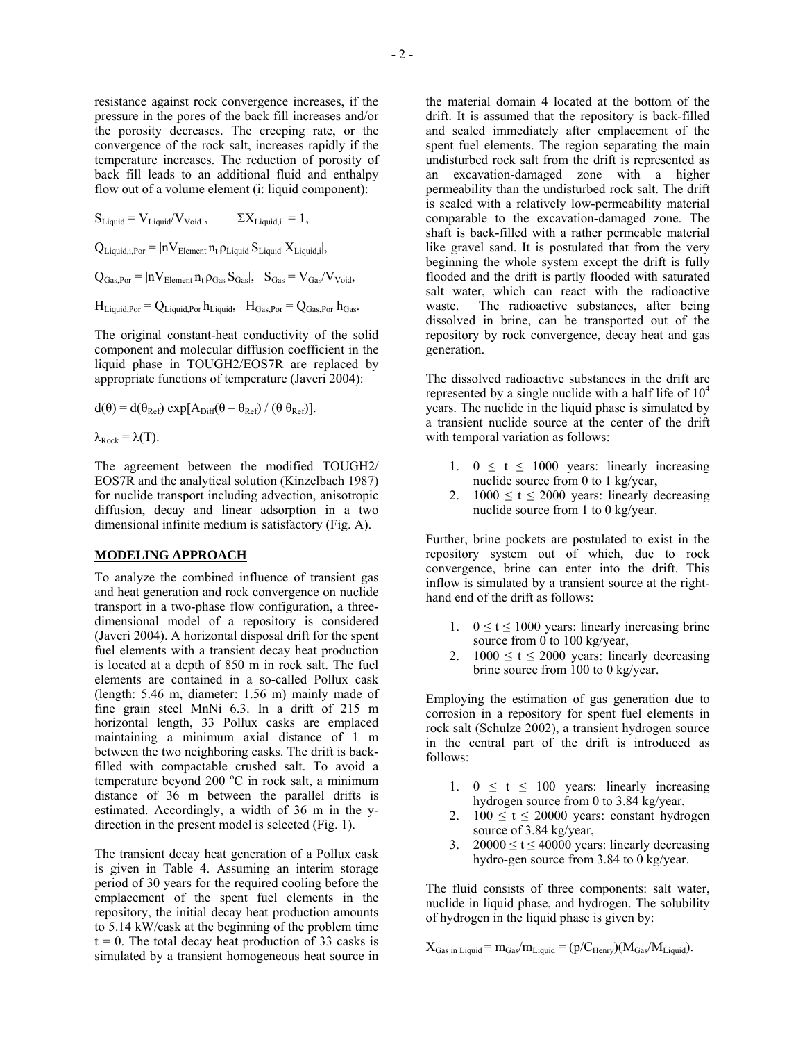resistance against rock convergence increases, if the pressure in the pores of the back fill increases and/or the porosity decreases. The creeping rate, or the convergence of the rock salt, increases rapidly if the temperature increases. The reduction of porosity of back fill leads to an additional fluid and enthalpy flow out of a volume element (i: liquid component):

$$S_{Liquid} = V_{Liquid}/V_{Void}, \qquad \Sigma X_{Liquid,i} = 1,$$

$$Q_{Liquid,i,Por} = |nV_{Element}\, n_t\, \rho_{Liquid}\, S_{Liquid}\, X_{Liquid,i}|,$$

$$Q_{Gas,Por} = |nV_{Element}\, n_t\, \rho_{Gas}\, S_{Gas}|, \quad S_{Gas} = V_{Gas}/V_{Void},$$

$$H_{Liquid,Por} = Q_{Liquid,Por}\, h_{Liquid}, \quad H_{Gas,Por} = Q_{Gas,Por}\, h_{Gas}.$$

The original constant-heat conductivity of the solid component and molecular diffusion coefficient in the liquid phase in TOUGH2/EOS7R are replaced by appropriate functions of temperature (Javeri 2004):

$$d(\theta) = d(\theta_{Ref}) \exp[A_{Diff}(\theta - \theta_{Ref}) / (\theta\, \theta_{Ref})].$$

$$\lambda_{Rock} = \lambda(T).$$

The agreement between the modified TOUGH2/ EOS7R and the analytical solution (Kinzelbach 1987) for nuclide transport including advection, anisotropic diffusion, decay and linear adsorption in a two dimensional infinite medium is satisfactory (Fig. A).

## MODELING APPROACH

To analyze the combined influence of transient gas and heat generation and rock convergence on nuclide transport in a two-phase flow configuration, a three-dimensional model of a repository is considered (Javeri 2004). A horizontal disposal drift for the spent fuel elements with a transient decay heat production is located at a depth of 850 m in rock salt. The fuel elements are contained in a so-called Pollux cask (length: 5.46 m, diameter: 1.56 m) mainly made of fine grain steel MnNi 6.3. In a drift of 215 m horizontal length, 33 Pollux casks are emplaced maintaining a minimum axial distance of 1 m between the two neighboring casks. The drift is back-filled with compactable crushed salt. To avoid a temperature beyond 200 $^oC$ in rock salt, a minimum distance of 36 m between the parallel drifts is estimated. Accordingly, a width of 36 m in the y-direction in the present model is selected (Fig. 1).

The transient decay heat generation of a Pollux cask is given in Table 4. Assuming an interim storage period of 30 years for the required cooling before the emplacement of the spent fuel elements in the repository, the initial decay heat production amounts to 5.14 kW/cask at the beginning of the problem time t = 0. The total decay heat production of 33 casks is simulated by a transient homogeneous heat source in the material domain 4 located at the bottom of the drift. It is assumed that the repository is back-filled and sealed immediately after emplacement of the spent fuel elements. The region separating the main undisturbed rock salt from the drift is represented as an excavation-damaged zone with a higher permeability than the undisturbed rock salt. The drift is sealed with a relatively low-permeability material comparable to the excavation-damaged zone. The shaft is back-filled with a rather permeable material like gravel sand. It is postulated that from the very beginning the whole system except the drift is fully flooded and the drift is partly flooded with saturated salt water, which can react with the radioactive waste. The radioactive substances, after being dissolved in brine, can be transported out of the repository by rock convergence, decay heat and gas generation.

The dissolved radioactive substances in the drift are represented by a single nuclide with a half life of $10^4$ years. The nuclide in the liquid phase is simulated by a transient nuclide source at the center of the drift with temporal variation as follows:

1. $0 \leq t \leq 1000$ years: linearly increasing nuclide source from 0 to 1 kg/year,
2. $1000 \leq t \leq 2000$ years: linearly decreasing nuclide source from 1 to 0 kg/year.

Further, brine pockets are postulated to exist in the repository system out of which, due to rock convergence, brine can enter into the drift. This inflow is simulated by a transient source at the right-hand end of the drift as follows:

1. $0 \leq t \leq 1000$ years: linearly increasing brine source from 0 to 100 kg/year,
2. $1000 \leq t \leq 2000$ years: linearly decreasing brine source from 100 to 0 kg/year.

Employing the estimation of gas generation due to corrosion in a repository for spent fuel elements in rock salt (Schulze 2002), a transient hydrogen source in the central part of the drift is introduced as follows:

1. $0 \leq t \leq 100$ years: linearly increasing hydrogen source from 0 to 3.84 kg/year,
2. $100 \leq t \leq 20000$ years: constant hydrogen source of 3.84 kg/year,
3. $20000 \leq t \leq 40000$ years: linearly decreasing hydro-gen source from 3.84 to 0 kg/year.

The fluid consists of three components: salt water, nuclide in liquid phase, and hydrogen. The solubility of hydrogen in the liquid phase is given by:

$$X_{Gas\ in\ Liquid} = m_{Gas}/m_{Liquid} = (p/C_{Henry})(M_{Gas}/M_{Liquid}).$$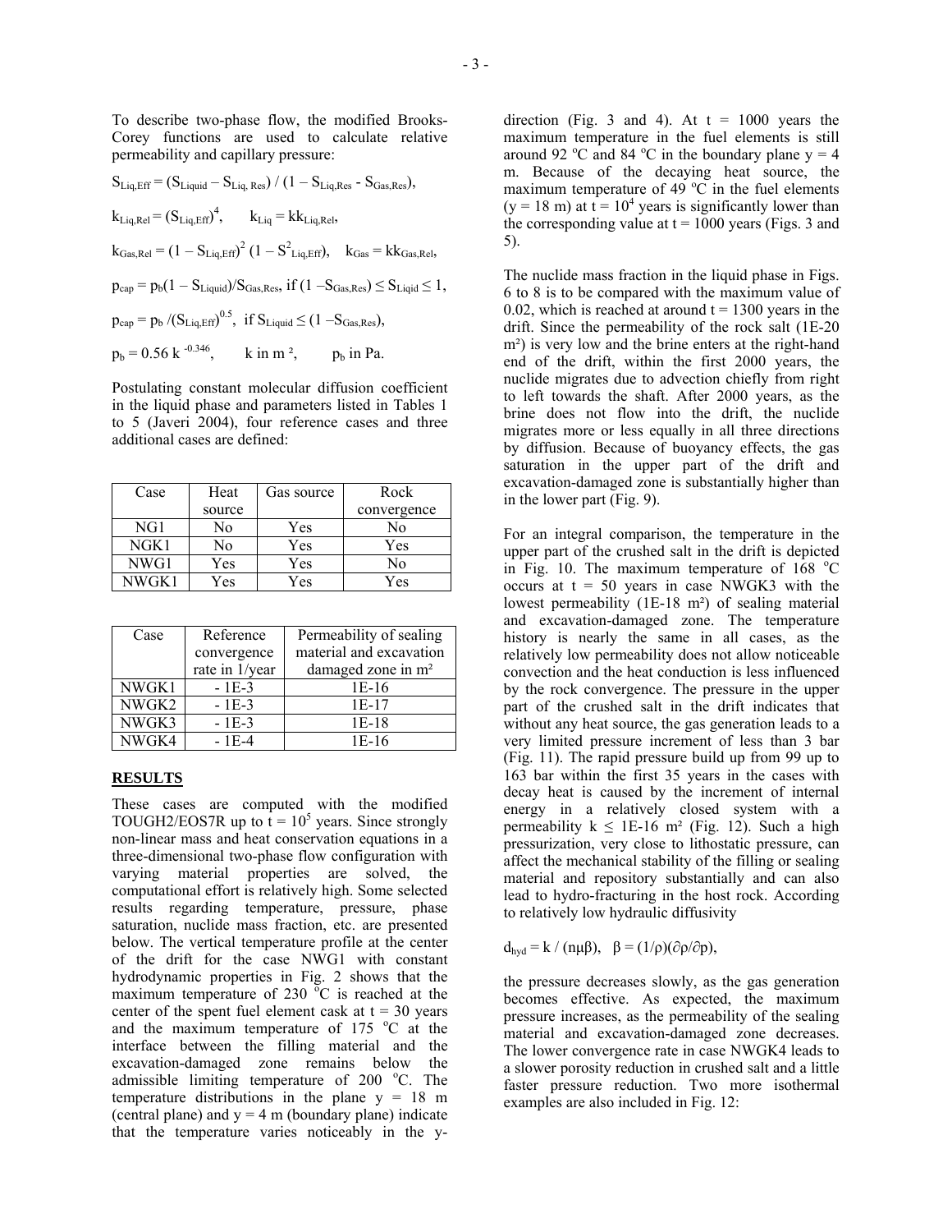To describe two-phase flow, the modified Brooks-Corey functions are used to calculate relative permeability and capillary pressure:

$$S_{Liq,Eff} = (S_{Liquid} - S_{Liq,Res}) / (1 - S_{Liq,Res} - S_{Gas,Res}),$$

$$k_{Liq,Rel} = (S_{Liq,Eff})^4, \qquad k_{Liq} = kk_{Liq,Rel},$$

$$k_{Gas,Rel} = (1 - S_{Liq,Eff})^2 (1 - S^2_{Liq,Eff}), \quad k_{Gas} = kk_{Gas,Rel},$$

$$p_{cap} = p_b(1 - S_{Liquid})/S_{Gas,Res}, \text{ if } (1 - S_{Gas,Res}) \leq S_{Liqid} \leq 1,$$

$$p_{cap} = p_b / (S_{Liq,Eff})^{0.5}, \text{ if } S_{Liquid} \leq (1 - S_{Gas,Res}),$$

$$p_b = 0.56 \, k^{-0.346}, \qquad k \text{ in m}^2, \qquad p_b \text{ in Pa.}$$

Postulating constant molecular diffusion coefficient in the liquid phase and parameters listed in Tables 1 to 5 (Javeri 2004), four reference cases and three additional cases are defined:

| Case | Heat source | Gas source | Rock convergence |
|---|---|---|---|
| NG1 | No | Yes | No |
| NGK1 | No | Yes | Yes |
| NWG1 | Yes | Yes | No |
| NWGK1 | Yes | Yes | Yes |

| Case | Reference convergence rate in 1/year | Permeability of sealing material and excavation damaged zone in m² |
|---|---|---|
| NWGK1 | - 1E-3 | 1E-16 |
| NWGK2 | - 1E-3 | 1E-17 |
| NWGK3 | - 1E-3 | 1E-18 |
| NWGK4 | - 1E-4 | 1E-16 |

## RESULTS

These cases are computed with the modified TOUGH2/EOS7R up to $t = 10^5$ years. Since strongly non-linear mass and heat conservation equations in a three-dimensional two-phase flow configuration with varying material properties are solved, the computational effort is relatively high. Some selected results regarding temperature, pressure, phase saturation, nuclide mass fraction, etc. are presented below. The vertical temperature profile at the center of the drift for the case NWG1 with constant hydrodynamic properties in Fig. 2 shows that the maximum temperature of 230 °C is reached at the center of the spent fuel element cask at t = 30 years and the maximum temperature of 175 °C at the interface between the filling material and the excavation-damaged zone remains below the admissible limiting temperature of 200 °C. The temperature distributions in the plane y = 18 m (central plane) and y = 4 m (boundary plane) indicate that the temperature varies noticeably in the y-direction (Fig. 3 and 4). At t = 1000 years the maximum temperature in the fuel elements is still around 92 °C and 84 °C in the boundary plane y = 4 m. Because of the decaying heat source, the maximum temperature of 49 °C in the fuel elements (y = 18 m) at $t = 10^4$ years is significantly lower than the corresponding value at t = 1000 years (Figs. 3 and 5).

The nuclide mass fraction in the liquid phase in Figs. 6 to 8 is to be compared with the maximum value of 0.02, which is reached at around t = 1300 years in the drift. Since the permeability of the rock salt (1E-20 m²) is very low and the brine enters at the right-hand end of the drift, within the first 2000 years, the nuclide migrates due to advection chiefly from right to left towards the shaft. After 2000 years, as the brine does not flow into the drift, the nuclide migrates more or less equally in all three directions by diffusion. Because of buoyancy effects, the gas saturation in the upper part of the drift and excavation-damaged zone is substantially higher than in the lower part (Fig. 9).

For an integral comparison, the temperature in the upper part of the crushed salt in the drift is depicted in Fig. 10. The maximum temperature of 168 °C occurs at t = 50 years in case NWGK3 with the lowest permeability (1E-18 m²) of sealing material and excavation-damaged zone. The temperature history is nearly the same in all cases, as the relatively low permeability does not allow noticeable convection and the heat conduction is less influenced by the rock convergence. The pressure in the upper part of the crushed salt in the drift indicates that without any heat source, the gas generation leads to a very limited pressure increment of less than 3 bar (Fig. 11). The rapid pressure build up from 99 up to 163 bar within the first 35 years in the cases with decay heat is caused by the increment of internal energy in a relatively closed system with a permeability $k \leq$ 1E-16 m² (Fig. 12). Such a high pressurization, very close to lithostatic pressure, can affect the mechanical stability of the filling or sealing material and repository substantially and can also lead to hydro-fracturing in the host rock. According to relatively low hydraulic diffusivity

$$d_{hyd} = k / (n\mu\beta), \quad \beta = (1/\rho)(\partial\rho/\partial p),$$

the pressure decreases slowly, as the gas generation becomes effective. As expected, the maximum pressure increases, as the permeability of the sealing material and excavation-damaged zone decreases. The lower convergence rate in case NWGK4 leads to a slower porosity reduction in crushed salt and a little faster pressure reduction. Two more isothermal examples are also included in Fig. 12: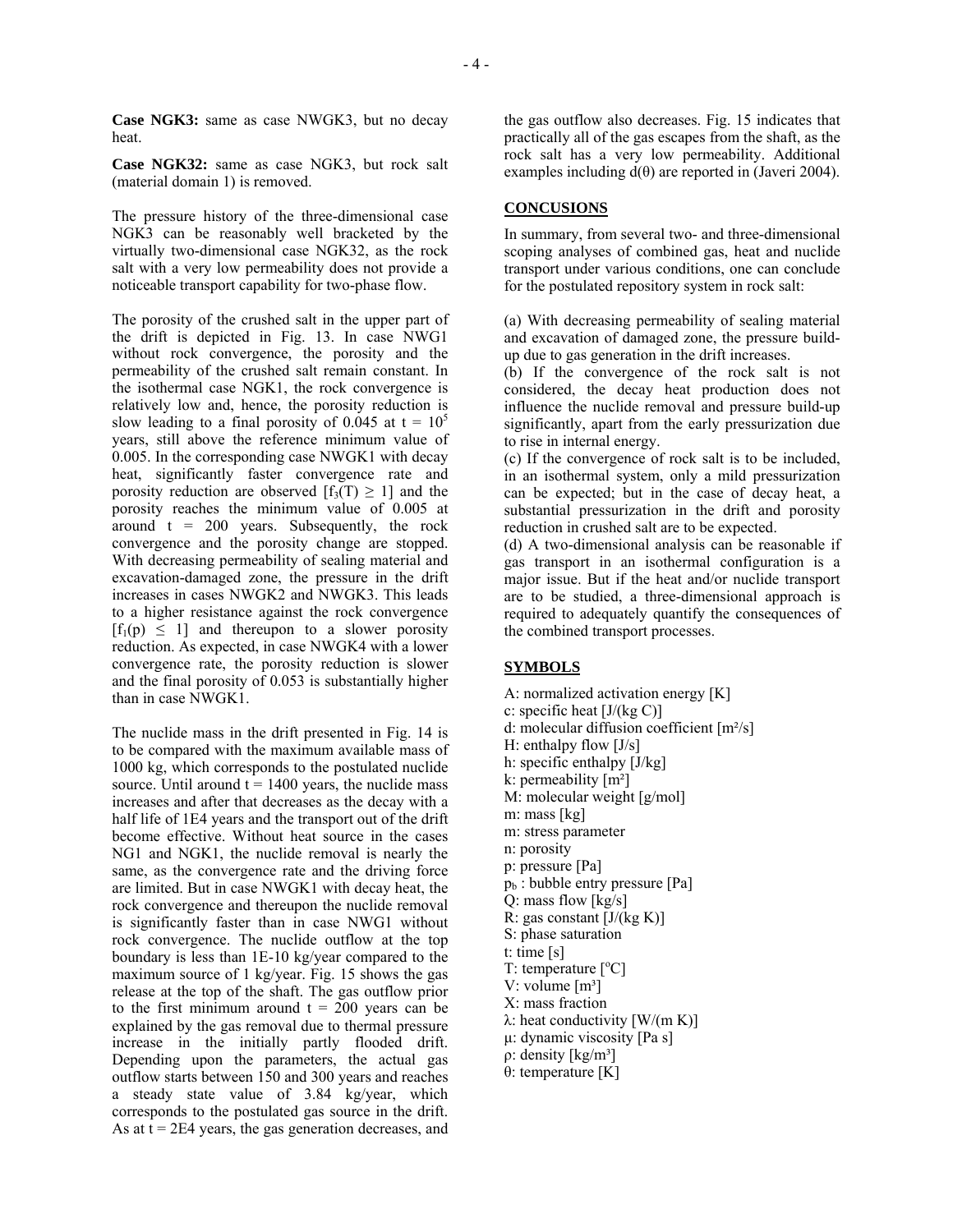**Case NGK3:** same as case NWGK3, but no decay heat.

**Case NGK32:** same as case NGK3, but rock salt (material domain 1) is removed.

The pressure history of the three-dimensional case NGK3 can be reasonably well bracketed by the virtually two-dimensional case NGK32, as the rock salt with a very low permeability does not provide a noticeable transport capability for two-phase flow.

The porosity of the crushed salt in the upper part of the drift is depicted in Fig. 13. In case NWG1 without rock convergence, the porosity and the permeability of the crushed salt remain constant. In the isothermal case NGK1, the rock convergence is relatively low and, hence, the porosity reduction is slow leading to a final porosity of 0.045 at $t = 10^5$ years, still above the reference minimum value of 0.005. In the corresponding case NWGK1 with decay heat, significantly faster convergence rate and porosity reduction are observed [$f_3(T) \geq 1$] and the porosity reaches the minimum value of 0.005 at around t = 200 years. Subsequently, the rock convergence and the porosity change are stopped. With decreasing permeability of sealing material and excavation-damaged zone, the pressure in the drift increases in cases NWGK2 and NWGK3. This leads to a higher resistance against the rock convergence [$f_1(p) \leq 1$] and thereupon to a slower porosity reduction. As expected, in case NWGK4 with a lower convergence rate, the porosity reduction is slower and the final porosity of 0.053 is substantially higher than in case NWGK1.

The nuclide mass in the drift presented in Fig. 14 is to be compared with the maximum available mass of 1000 kg, which corresponds to the postulated nuclide source. Until around t = 1400 years, the nuclide mass increases and after that decreases as the decay with a half life of 1E4 years and the transport out of the drift become effective. Without heat source in the cases NG1 and NGK1, the nuclide removal is nearly the same, as the convergence rate and the driving force are limited. But in case NWGK1 with decay heat, the rock convergence and thereupon the nuclide removal is significantly faster than in case NWG1 without rock convergence. The nuclide outflow at the top boundary is less than 1E-10 kg/year compared to the maximum source of 1 kg/year. Fig. 15 shows the gas release at the top of the shaft. The gas outflow prior to the first minimum around t = 200 years can be explained by the gas removal due to thermal pressure increase in the initially partly flooded drift. Depending upon the parameters, the actual gas outflow starts between 150 and 300 years and reaches a steady state value of 3.84 kg/year, which corresponds to the postulated gas source in the drift. As at t = 2E4 years, the gas generation decreases, and the gas outflow also decreases. Fig. 15 indicates that practically all of the gas escapes from the shaft, as the rock salt has a very low permeability. Additional examples including $d(\theta)$ are reported in (Javeri 2004).

## CONCUSIONS

In summary, from several two- and three-dimensional scoping analyses of combined gas, heat and nuclide transport under various conditions, one can conclude for the postulated repository system in rock salt:

(a) With decreasing permeability of sealing material and excavation of damaged zone, the pressure build-up due to gas generation in the drift increases.
(b) If the convergence of the rock salt is not considered, the decay heat production does not influence the nuclide removal and pressure build-up significantly, apart from the early pressurization due to rise in internal energy.
(c) If the convergence of rock salt is to be included, in an isothermal system, only a mild pressurization can be expected; but in the case of decay heat, a substantial pressurization in the drift and porosity reduction in crushed salt are to be expected.
(d) A two-dimensional analysis can be reasonable if gas transport in an isothermal configuration is a major issue. But if the heat and/or nuclide transport are to be studied, a three-dimensional approach is required to adequately quantify the consequences of the combined transport processes.

## SYMBOLS

A: normalized activation energy [K]
c: specific heat [J/(kg C)]
d: molecular diffusion coefficient [m²/s]
H: enthalpy flow [J/s]
h: specific enthalpy [J/kg]
k: permeability [m²]
M: molecular weight [g/mol]
m: mass [kg]
m: stress parameter
n: porosity
p: pressure [Pa]
$p_b$ : bubble entry pressure [Pa]
Q: mass flow [kg/s]
R: gas constant [J/(kg K)]
S: phase saturation
t: time [s]
T: temperature [°C]
V: volume [m³]
X: mass fraction
$\lambda$: heat conductivity [W/(m K)]
$\mu$: dynamic viscosity [Pa s]
$\rho$: density [kg/m³]
$\theta$: temperature [K]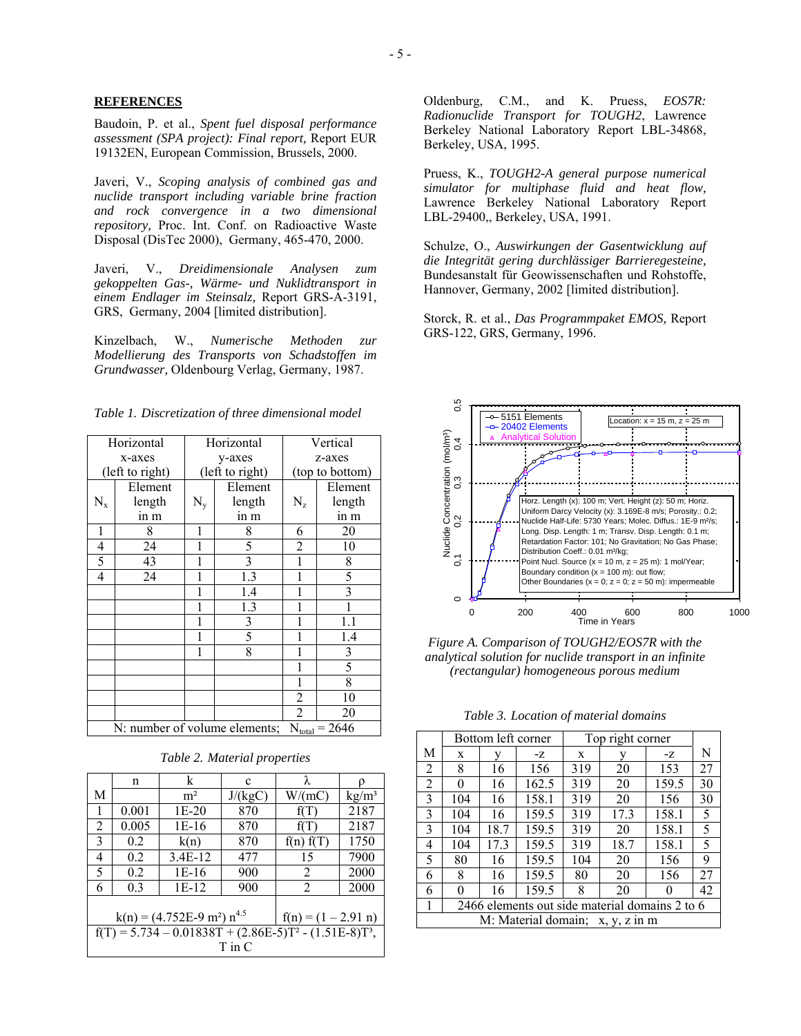## REFERENCES

Baudoin, P. et al., *Spent fuel disposal performance assessment (SPA project): Final report,* Report EUR 19132EN, European Commission, Brussels, 2000.

Javeri, V., *Scoping analysis of combined gas and nuclide transport including variable brine fraction and rock convergence in a two dimensional repository,* Proc. Int. Conf. on Radioactive Waste Disposal (DisTec 2000), Germany, 465-470, 2000.

Javeri, V., *Dreidimensionale Analysen zum gekoppelten Gas-, Wärme- und Nuklidtransport in einem Endlager im Steinsalz,* Report GRS-A-3191, GRS, Germany, 2004 [limited distribution].

Kinzelbach, W., *Numerische Methoden zur Modellierung des Transports von Schadstoffen im Grundwasser,* Oldenbourg Verlag, Germany, 1987.

Oldenburg, C.M., and K. Pruess, *EOS7R: Radionuclide Transport for TOUGH2*, Lawrence Berkeley National Laboratory Report LBL-34868, Berkeley, USA, 1995.

Pruess, K., *TOUGH2-A general purpose numerical simulator for multiphase fluid and heat flow,* Lawrence Berkeley National Laboratory Report LBL-29400,, Berkeley, USA, 1991.

Schulze, O., *Auswirkungen der Gasentwicklung auf die Integrität gering durchlässiger Barrieregesteine,* Bundesanstalt für Geowissenschaften und Rohstoffe, Hannover, Germany, 2002 [limited distribution].

Storck, R. et al., *Das Programmpaket EMOS,* Report GRS-122, GRS, Germany, 1996.

*Table 1. Discretization of three dimensional model*

| Horizontal x-axes (left to right) | | Horizontal y-axes (left to right) | | Vertical z-axes (top to bottom) | |
|---|---|---|---|---|---|
| $N_x$ | Element length in m | $N_y$ | Element length in m | $N_z$ | Element length in m |
| 1 | 8 | 1 | 8 | 6 | 20 |
| 4 | 24 | 1 | 5 | 2 | 10 |
| 5 | 43 | 1 | 3 | 1 | 8 |
| 4 | 24 | 1 | 1.3 | 1 | 5 |
| | | 1 | 1.4 | 1 | 3 |
| | | 1 | 1.3 | 1 | 1 |
| | | 1 | 3 | 1 | 1.1 |
| | | 1 | 5 | 1 | 1.4 |
| | | 1 | 8 | 1 | 3 |
| | | | | 1 | 5 |
| | | | | 1 | 8 |
| | | | | 2 | 10 |
| | | | | 2 | 20 |
| N: number of volume elements; $N_{total}$ = 2646 | | | | | |

*Table 2. Material properties*

| M | n | k $m^2$ | c J/(kgC) | λ W/(mC) | ρ $kg/m^3$ |
|---|---|---|---|---|---|
| 1 | 0.001 | 1E-20 | 870 | f(T) | 2187 |
| 2 | 0.005 | 1E-16 | 870 | f(T) | 2187 |
| 3 | 0.2 | k(n) | 870 | f(n) f(T) | 1750 |
| 4 | 0.2 | 3.4E-12 | 477 | 15 | 7900 |
| 5 | 0.2 | 1E-16 | 900 | 2 | 2000 |
| 6 | 0.3 | 1E-12 | 900 | 2 | 2000 |
| $k(n) = (4.752E\text{-}9\ m^2)\ n^{4.5}$ | | | | $f(n) = (1 - 2.91\ n)$ | |
| $f(T) = 5.734 - 0.01838T + (2.86E\text{-}5)T^2 - (1.51E\text{-}8)T^3$, T in C | | | | | |

*Figure A. Comparison of TOUGH2/EOS7R with the analytical solution for nuclide transport in an infinite (rectangular) homogeneous porous medium*

*Table 3. Location of material domains*

| M | Bottom left corner x | y | -z | Top right corner x | y | -z | N |
|---|---|---|---|---|---|---|---|
| 2 | 8 | 16 | 156 | 319 | 20 | 153 | 27 |
| 2 | 0 | 16 | 162.5 | 319 | 20 | 159.5 | 30 |
| 3 | 104 | 16 | 158.1 | 319 | 20 | 156 | 30 |
| 3 | 104 | 16 | 159.5 | 319 | 17.3 | 158.1 | 5 |
| 3 | 104 | 18.7 | 159.5 | 319 | 20 | 158.1 | 5 |
| 4 | 104 | 17.3 | 159.5 | 319 | 18.7 | 158.1 | 5 |
| 5 | 80 | 16 | 159.5 | 104 | 20 | 156 | 9 |
| 6 | 8 | 16 | 159.5 | 80 | 20 | 156 | 27 |
| 6 | 0 | 16 | 159.5 | 8 | 20 | 0 | 42 |
| 1 | 2466 elements out side material domains 2 to 6 | | | | | | |
| M: Material domain; x, y, z in m | | | | | | | |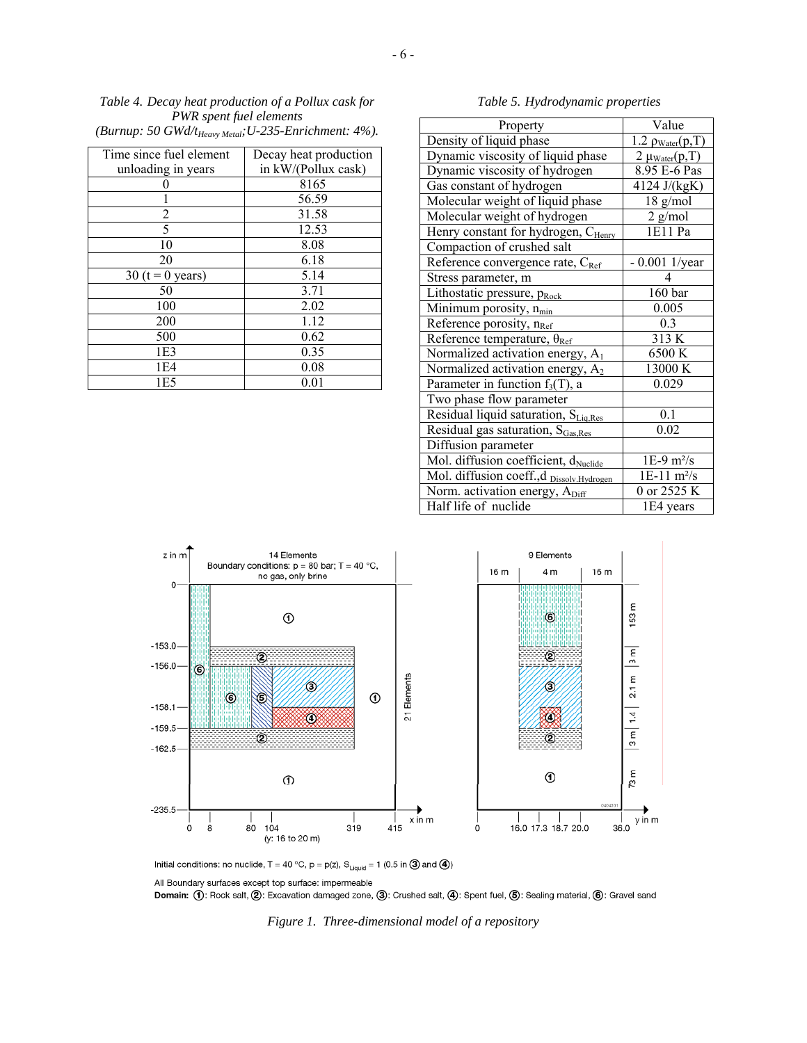*Table 4. Decay heat production of a Pollux cask for PWR spent fuel elements (Burnup: 50 GWd/$t_{Heavy\ Metal}$; U-235-Enrichment: 4%).*

| Time since fuel element unloading in years | Decay heat production in kW/(Pollux cask) |
|---|---|
| 0 | 8165 |
| 1 | 56.59 |
| 2 | 31.58 |
| 5 | 12.53 |
| 10 | 8.08 |
| 20 | 6.18 |
| 30 (t = 0 years) | 5.14 |
| 50 | 3.71 |
| 100 | 2.02 |
| 200 | 1.12 |
| 500 | 0.62 |
| 1E3 | 0.35 |
| 1E4 | 0.08 |
| 1E5 | 0.01 |

*Table 5. Hydrodynamic properties*

| Property | Value |
|---|---|
| Density of liquid phase | 1.2 $\rho_{Water}(p,T)$ |
| Dynamic viscosity of liquid phase | 2 $\mu_{Water}(p,T)$ |
| Dynamic viscosity of hydrogen | 8.95 E-6 Pas |
| Gas constant of hydrogen | 4124 J/(kgK) |
| Molecular weight of liquid phase | 18 g/mol |
| Molecular weight of hydrogen | 2 g/mol |
| Henry constant for hydrogen, $C_{Henry}$ | 1E11 Pa |
| Compaction of crushed salt | |
| Reference convergence rate, $C_{Ref}$ | - 0.001 1/year |
| Stress parameter, m | 4 |
| Lithostatic pressure, $p_{Rock}$ | 160 bar |
| Minimum porosity, $n_{min}$ | 0.005 |
| Reference porosity, $n_{Ref}$ | 0.3 |
| Reference temperature, $\theta_{Ref}$ | 313 K |
| Normalized activation energy, $A_1$ | 6500 K |
| Normalized activation energy, $A_2$ | 13000 K |
| Parameter in function $f_3(T)$, a | 0.029 |
| Two phase flow parameter | |
| Residual liquid saturation, $S_{Liq,Res}$ | 0.1 |
| Residual gas saturation, $S_{Gas,Res}$ | 0.02 |
| Diffusion parameter | |
| Mol. diffusion coefficient, $d_{Nuclide}$ | 1E-9 m²/s |
| Mol. diffusion coeff., $d_{Dissolv.Hydrogen}$ | 1E-11 m²/s |
| Norm. activation energy, $A_{Diff}$ | 0 or 2525 K |
| Half life of nuclide | 1E4 years |

*Figure 1. Three-dimensional model of a repository*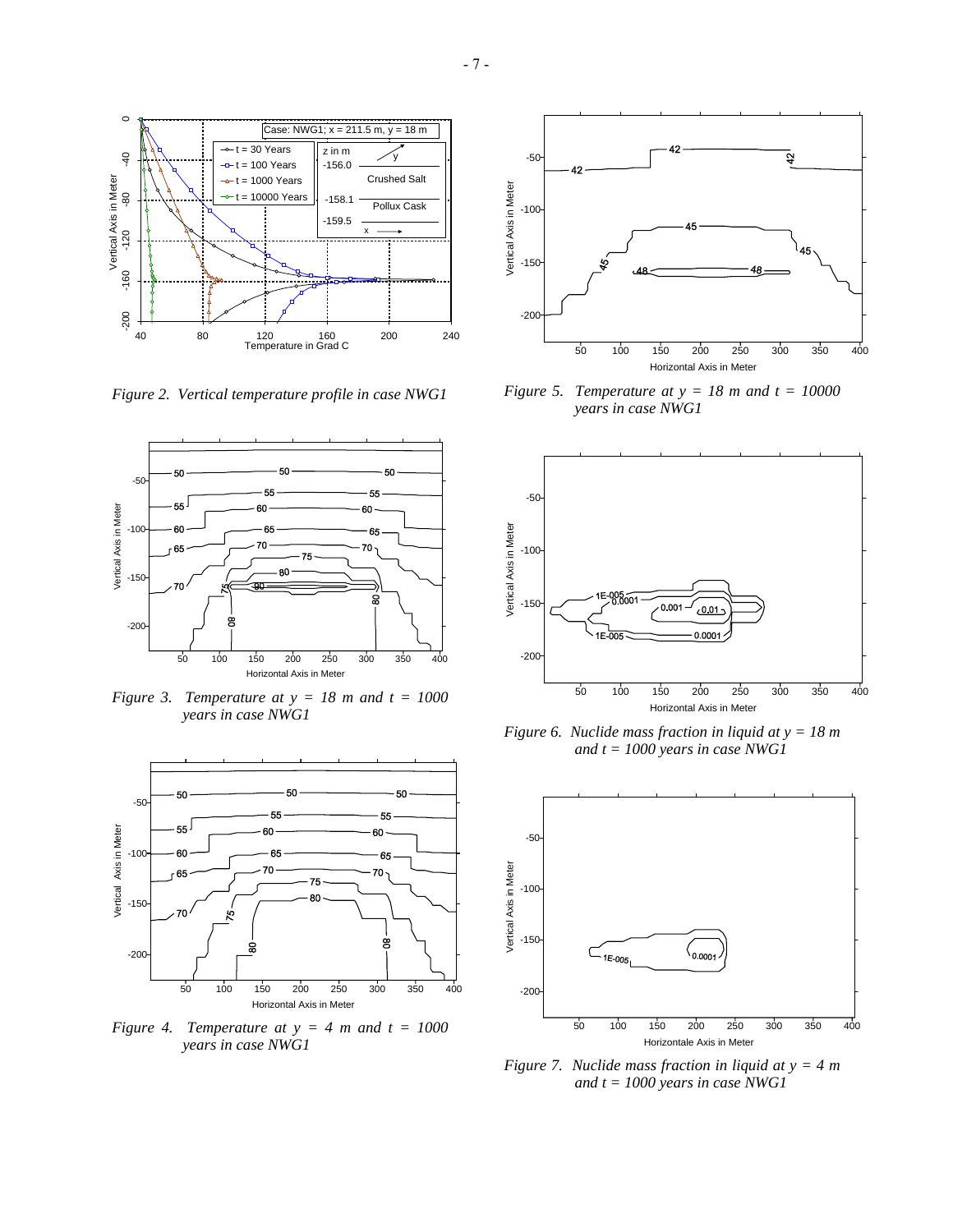Figure 2. Vertical temperature profile in case NWG1

Figure 3. Temperature at $y = 18$ m and $t = 1000$ years in case NWG1

Figure 4. Temperature at $y = 4$ m and $t = 1000$ years in case NWG1

Figure 5. Temperature at $y = 18$ m and $t = 10000$ years in case NWG1

Figure 6. Nuclide mass fraction in liquid at $y = 18$ m and $t = 1000$ years in case NWG1

Figure 7. Nuclide mass fraction in liquid at $y = 4$ m and $t = 1000$ years in case NWG1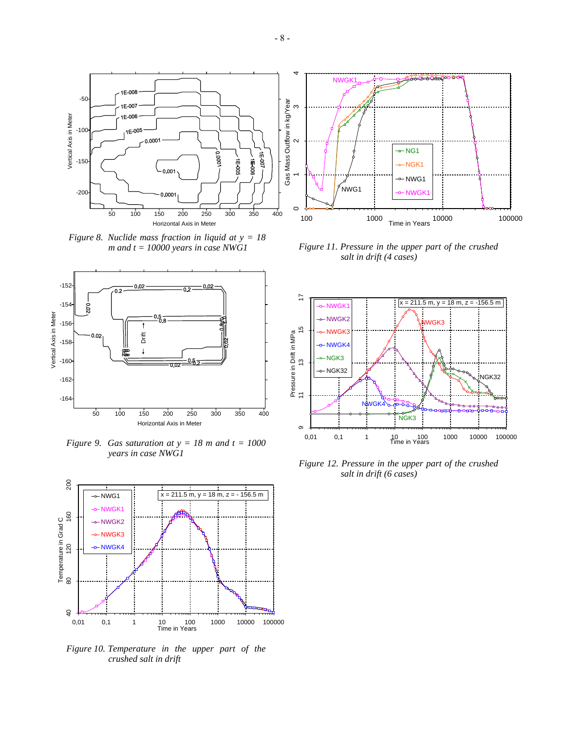*Figure 8. Nuclide mass fraction in liquid at y = 18 m and t = 10000 years in case NWG1*

*Figure 9. Gas saturation at y = 18 m and t = 1000 years in case NWG1*

*Figure 10. Temperature in the upper part of the crushed salt in drift*

*Figure 11. Pressure in the upper part of the crushed salt in drift (4 cases)*

*Figure 12. Pressure in the upper part of the crushed salt in drift (6 cases)*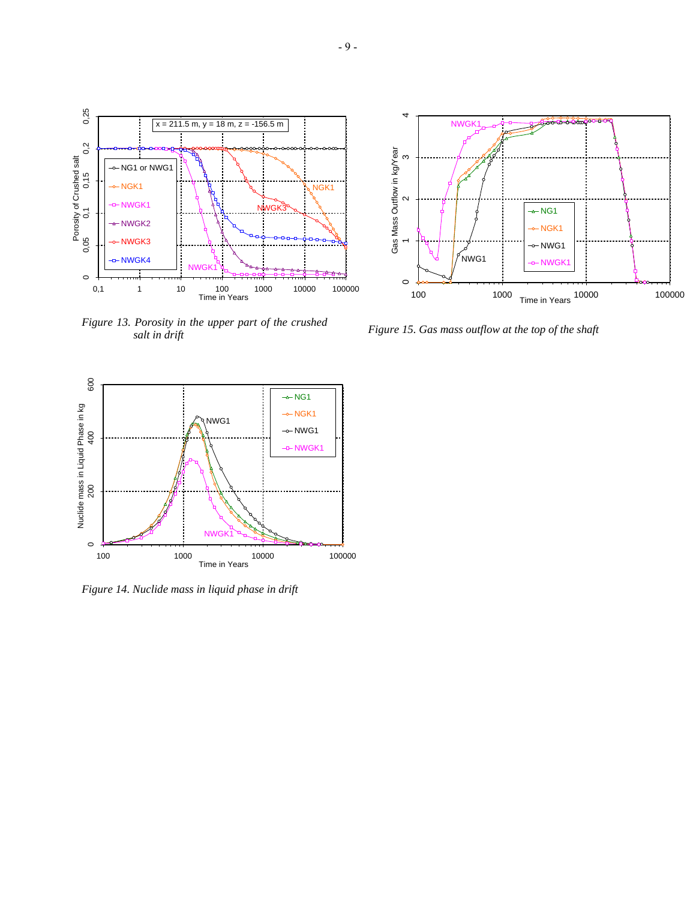x = 211.5 m, y = 18 m, z = -156.5 m

Porosity of Crushed salt

0 0,05 0,1 0,15 0,2 0,25

0,1 1 10 100 1000 10000 100000

Time in Years

NG1 or NWG1

NGK1

NWGK1

NWGK2

NWGK3

NWGK4

NGK1

NWGK3

NWGK1

*Figure 13. Porosity in the upper part of the crushed salt in drift*

Gas Mass Outflow in kg/Year

0 1 2 3 4

100 1000 10000 100000

Time in Years

NWGK1

NWG1

NG1

NGK1

NWG1

NWGK1

*Figure 15. Gas mass outflow at the top of the shaft*

Nuclide mass in Liquid Phase in kg

0 200 400 600

100 1000 10000 100000

Time in Years

NWG1

NWGK1

NG1

NGK1

NWG1

NWGK1

*Figure 14. Nuclide mass in liquid phase in drift*